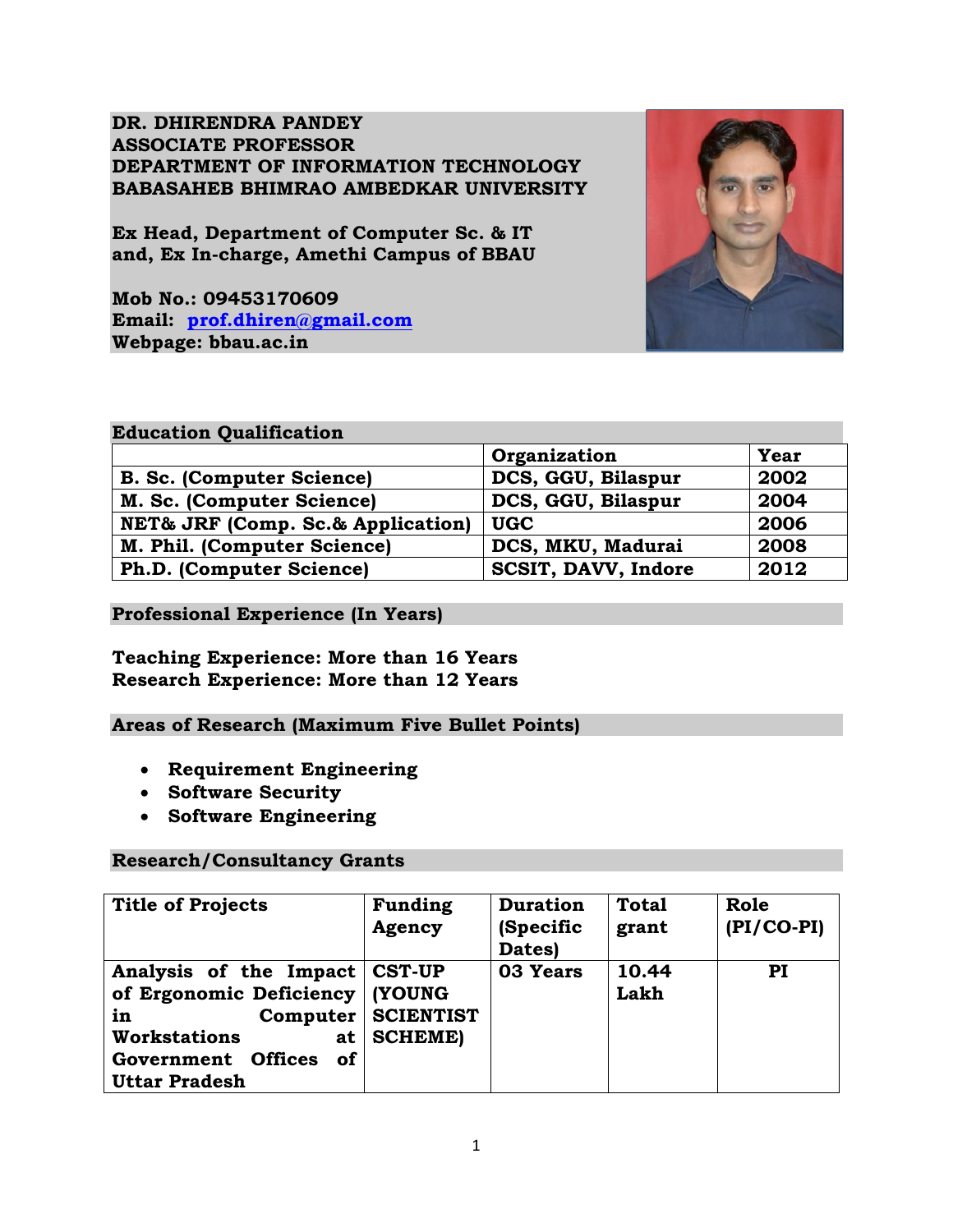**DR. DHIRENDRA PANDEY**
**ASSOCIATE PROFESSOR**
**DEPARTMENT OF INFORMATION TECHNOLOGY**
**BABASAHEB BHIMRAO AMBEDKAR UNIVERSITY**

**Ex Head, Department of Computer Sc. & IT**
**and, Ex In-charge, Amethi Campus of BBAU**

**Mob No.: 09453170609**
**Email: prof.dhiren@gmail.com**
**Webpage: bbau.ac.in**

## Education Qualification

| | Organization | Year |
|---|---|---|
| B. Sc. (Computer Science) | DCS, GGU, Bilaspur | 2002 |
| M. Sc. (Computer Science) | DCS, GGU, Bilaspur | 2004 |
| NET& JRF (Comp. Sc.& Application) | UGC | 2006 |
| M. Phil. (Computer Science) | DCS, MKU, Madurai | 2008 |
| Ph.D. (Computer Science) | SCSIT, DAVV, Indore | 2012 |

## Professional Experience (In Years)

**Teaching Experience: More than 16 Years**
**Research Experience: More than 12 Years**

## Areas of Research (Maximum Five Bullet Points)

- **Requirement Engineering**
- **Software Security**
- **Software Engineering**

## Research/Consultancy Grants

| Title of Projects | Funding Agency | Duration (Specific Dates) | Total grant | Role (PI/CO-PI) |
|---|---|---|---|---|
| Analysis of the Impact of Ergonomic Deficiency in Computer Workstations at Government Offices of Uttar Pradesh | CST-UP (YOUNG SCIENTIST SCHEME) | 03 Years | 10.44 Lakh | PI |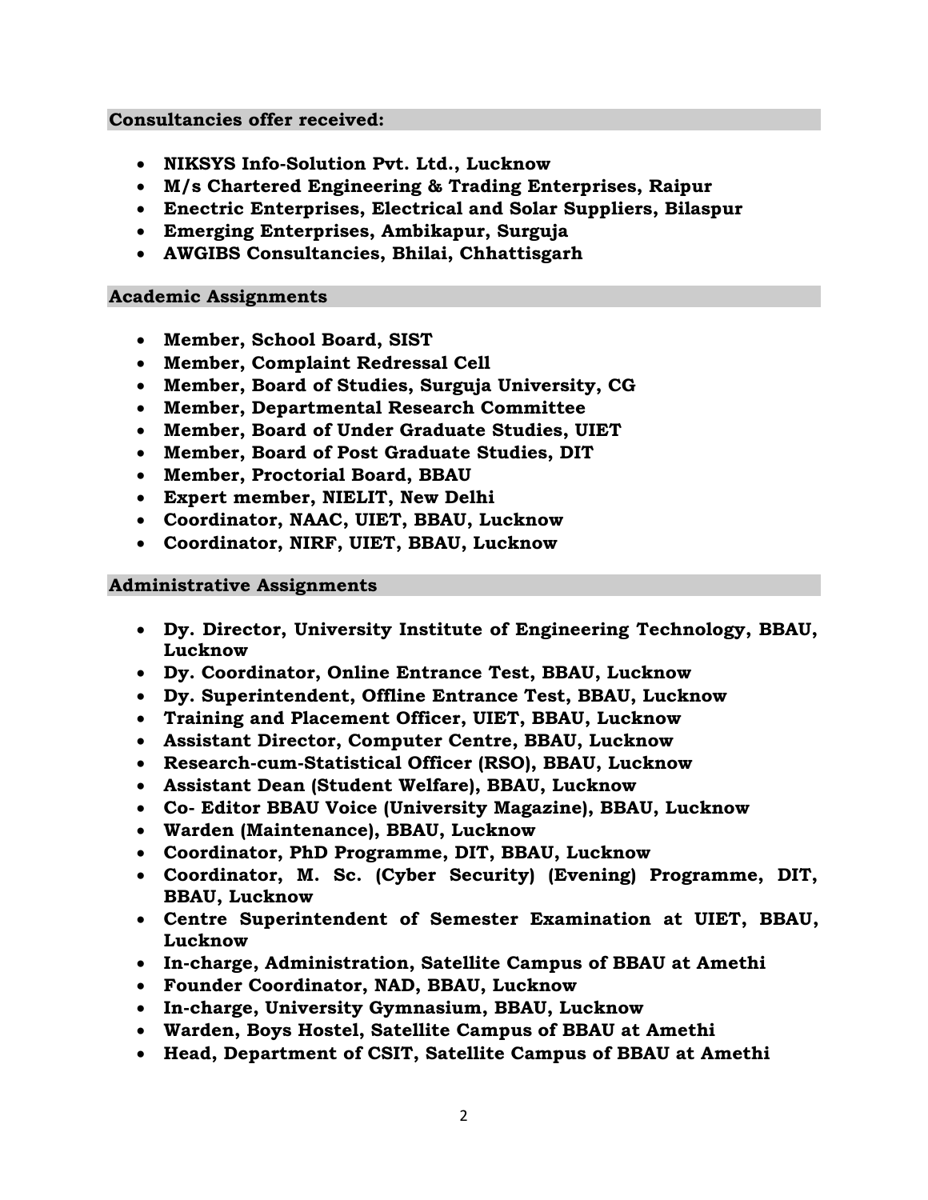## Consultancies offer received:

- **NIKSYS Info-Solution Pvt. Ltd., Lucknow**
- **M/s Chartered Engineering & Trading Enterprises, Raipur**
- **Enectric Enterprises, Electrical and Solar Suppliers, Bilaspur**
- **Emerging Enterprises, Ambikapur, Surguja**
- **AWGIBS Consultancies, Bhilai, Chhattisgarh**

## Academic Assignments

- **Member, School Board, SIST**
- **Member, Complaint Redressal Cell**
- **Member, Board of Studies, Surguja University, CG**
- **Member, Departmental Research Committee**
- **Member, Board of Under Graduate Studies, UIET**
- **Member, Board of Post Graduate Studies, DIT**
- **Member, Proctorial Board, BBAU**
- **Expert member, NIELIT, New Delhi**
- **Coordinator, NAAC, UIET, BBAU, Lucknow**
- **Coordinator, NIRF, UIET, BBAU, Lucknow**

## Administrative Assignments

- **Dy. Director, University Institute of Engineering Technology, BBAU, Lucknow**
- **Dy. Coordinator, Online Entrance Test, BBAU, Lucknow**
- **Dy. Superintendent, Offline Entrance Test, BBAU, Lucknow**
- **Training and Placement Officer, UIET, BBAU, Lucknow**
- **Assistant Director, Computer Centre, BBAU, Lucknow**
- **Research-cum-Statistical Officer (RSO), BBAU, Lucknow**
- **Assistant Dean (Student Welfare), BBAU, Lucknow**
- **Co- Editor BBAU Voice (University Magazine), BBAU, Lucknow**
- **Warden (Maintenance), BBAU, Lucknow**
- **Coordinator, PhD Programme, DIT, BBAU, Lucknow**
- **Coordinator, M. Sc. (Cyber Security) (Evening) Programme, DIT, BBAU, Lucknow**
- **Centre Superintendent of Semester Examination at UIET, BBAU, Lucknow**
- **In-charge, Administration, Satellite Campus of BBAU at Amethi**
- **Founder Coordinator, NAD, BBAU, Lucknow**
- **In-charge, University Gymnasium, BBAU, Lucknow**
- **Warden, Boys Hostel, Satellite Campus of BBAU at Amethi**
- **Head, Department of CSIT, Satellite Campus of BBAU at Amethi**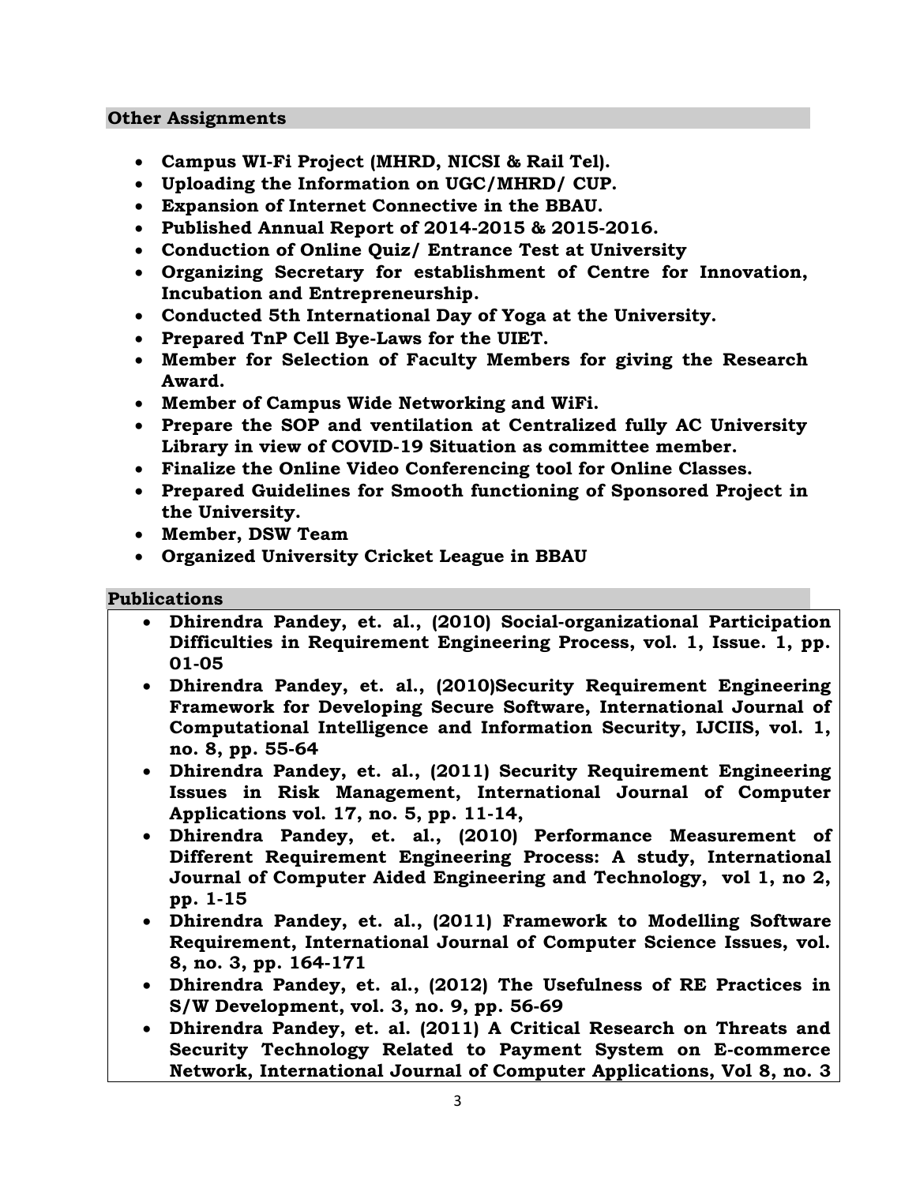## Other Assignments

- **Campus WI-Fi Project (MHRD, NICSI & Rail Tel).**
- **Uploading the Information on UGC/MHRD/ CUP.**
- **Expansion of Internet Connective in the BBAU.**
- **Published Annual Report of 2014-2015 & 2015-2016.**
- **Conduction of Online Quiz/ Entrance Test at University**
- **Organizing Secretary for establishment of Centre for Innovation, Incubation and Entrepreneurship.**
- **Conducted 5th International Day of Yoga at the University.**
- **Prepared TnP Cell Bye-Laws for the UIET.**
- **Member for Selection of Faculty Members for giving the Research Award.**
- **Member of Campus Wide Networking and WiFi.**
- **Prepare the SOP and ventilation at Centralized fully AC University Library in view of COVID-19 Situation as committee member.**
- **Finalize the Online Video Conferencing tool for Online Classes.**
- **Prepared Guidelines for Smooth functioning of Sponsored Project in the University.**
- **Member, DSW Team**
- **Organized University Cricket League in BBAU**

## Publications

- **Dhirendra Pandey, et. al., (2010) Social-organizational Participation Difficulties in Requirement Engineering Process, vol. 1, Issue. 1, pp. 01-05**
- **Dhirendra Pandey, et. al., (2010)Security Requirement Engineering Framework for Developing Secure Software, International Journal of Computational Intelligence and Information Security, IJCIIS, vol. 1, no. 8, pp. 55-64**
- **Dhirendra Pandey, et. al., (2011) Security Requirement Engineering Issues in Risk Management, International Journal of Computer Applications vol. 17, no. 5, pp. 11-14,**
- **Dhirendra Pandey, et. al., (2010) Performance Measurement of Different Requirement Engineering Process: A study, International Journal of Computer Aided Engineering and Technology, vol 1, no 2, pp. 1-15**
- **Dhirendra Pandey, et. al., (2011) Framework to Modelling Software Requirement, International Journal of Computer Science Issues, vol. 8, no. 3, pp. 164-171**
- **Dhirendra Pandey, et. al., (2012) The Usefulness of RE Practices in S/W Development, vol. 3, no. 9, pp. 56-69**
- **Dhirendra Pandey, et. al. (2011) A Critical Research on Threats and Security Technology Related to Payment System on E-commerce Network, International Journal of Computer Applications, Vol 8, no. 3**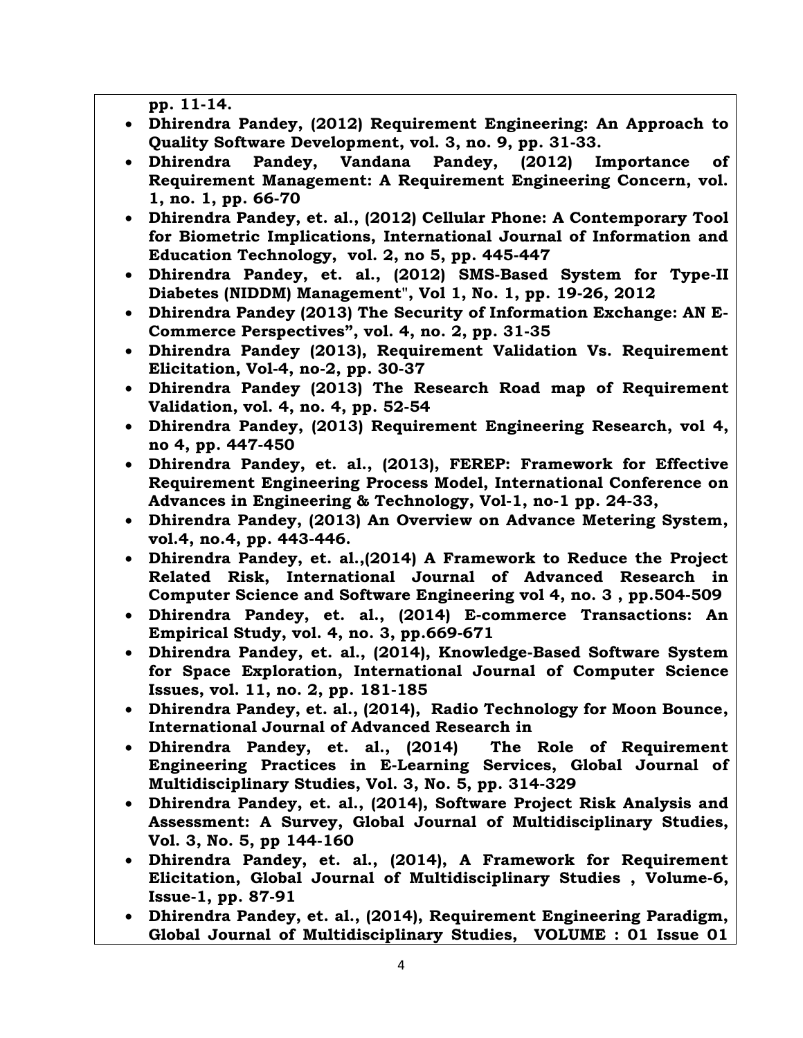**pp. 11-14.**

- **Dhirendra Pandey, (2012) Requirement Engineering: An Approach to Quality Software Development, vol. 3, no. 9, pp. 31-33.**
- **Dhirendra Pandey, Vandana Pandey, (2012) Importance of Requirement Management: A Requirement Engineering Concern, vol. 1, no. 1, pp. 66-70**
- **Dhirendra Pandey, et. al., (2012) Cellular Phone: A Contemporary Tool for Biometric Implications, International Journal of Information and Education Technology, vol. 2, no 5, pp. 445-447**
- **Dhirendra Pandey, et. al., (2012) SMS-Based System for Type-II Diabetes (NIDDM) Management", Vol 1, No. 1, pp. 19-26, 2012**
- **Dhirendra Pandey (2013) The Security of Information Exchange: AN E-Commerce Perspectives", vol. 4, no. 2, pp. 31-35**
- **Dhirendra Pandey (2013), Requirement Validation Vs. Requirement Elicitation, Vol-4, no-2, pp. 30-37**
- **Dhirendra Pandey (2013) The Research Road map of Requirement Validation, vol. 4, no. 4, pp. 52-54**
- **Dhirendra Pandey, (2013) Requirement Engineering Research, vol 4, no 4, pp. 447-450**
- **Dhirendra Pandey, et. al., (2013), FEREP: Framework for Effective Requirement Engineering Process Model, International Conference on Advances in Engineering & Technology, Vol-1, no-1 pp. 24-33,**
- **Dhirendra Pandey, (2013) An Overview on Advance Metering System, vol.4, no.4, pp. 443-446.**
- **Dhirendra Pandey, et. al.,(2014) A Framework to Reduce the Project Related Risk, International Journal of Advanced Research in Computer Science and Software Engineering vol 4, no. 3 , pp.504-509**
- **Dhirendra Pandey, et. al., (2014) E-commerce Transactions: An Empirical Study, vol. 4, no. 3, pp.669-671**
- **Dhirendra Pandey, et. al., (2014), Knowledge-Based Software System for Space Exploration, International Journal of Computer Science Issues, vol. 11, no. 2, pp. 181-185**
- **Dhirendra Pandey, et. al., (2014), Radio Technology for Moon Bounce, International Journal of Advanced Research in**
- **Dhirendra Pandey, et. al., (2014) The Role of Requirement Engineering Practices in E-Learning Services, Global Journal of Multidisciplinary Studies, Vol. 3, No. 5, pp. 314-329**
- **Dhirendra Pandey, et. al., (2014), Software Project Risk Analysis and Assessment: A Survey, Global Journal of Multidisciplinary Studies, Vol. 3, No. 5, pp 144-160**
- **Dhirendra Pandey, et. al., (2014), A Framework for Requirement Elicitation, Global Journal of Multidisciplinary Studies , Volume-6, Issue-1, pp. 87-91**
- **Dhirendra Pandey, et. al., (2014), Requirement Engineering Paradigm, Global Journal of Multidisciplinary Studies, VOLUME : 01 Issue 01**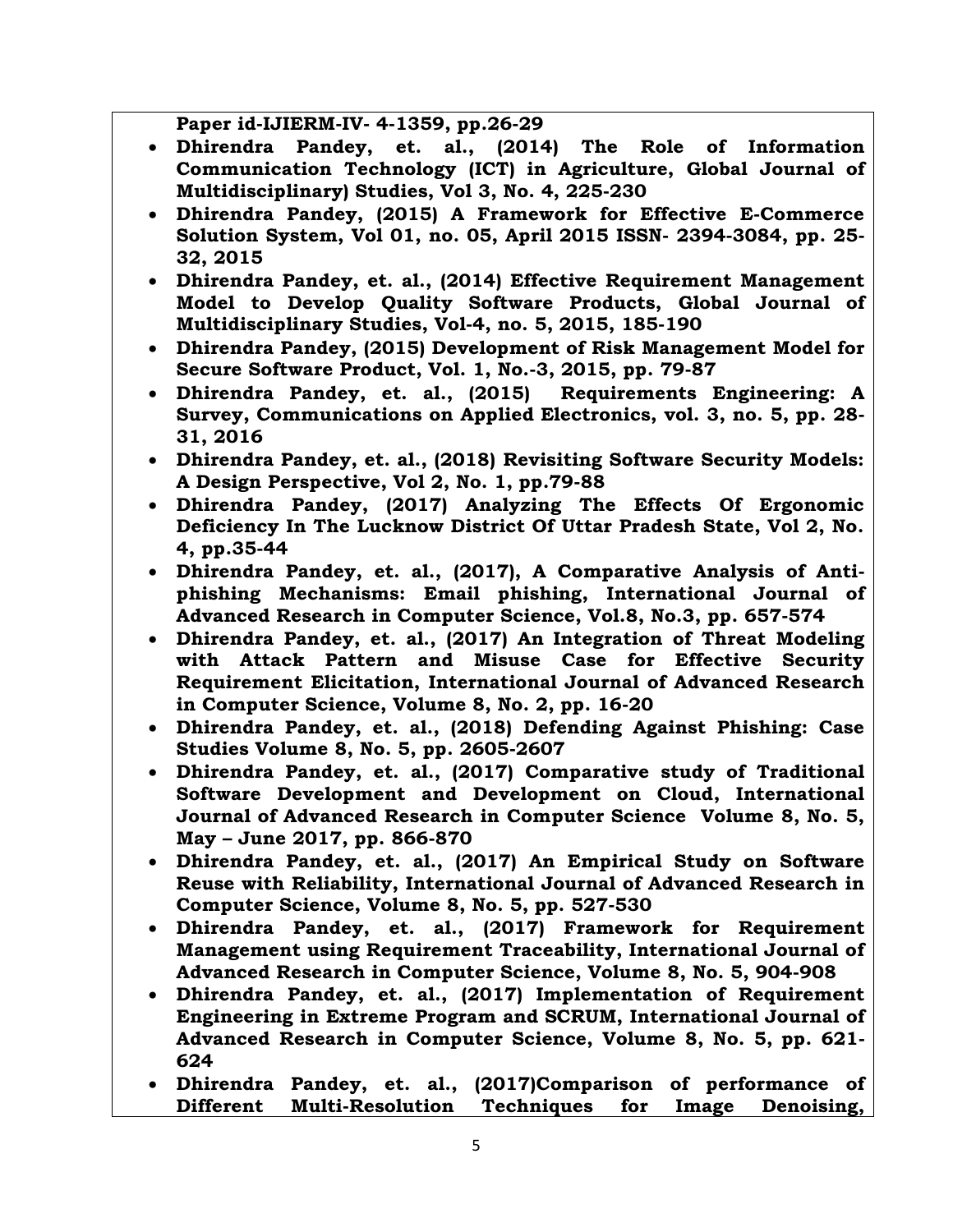**Paper id-IJIERM-IV- 4-1359, pp.26-29**

- **Dhirendra Pandey, et. al., (2014) The Role of Information Communication Technology (ICT) in Agriculture, Global Journal of Multidisciplinary) Studies, Vol 3, No. 4, 225-230**
- **Dhirendra Pandey, (2015) A Framework for Effective E-Commerce Solution System, Vol 01, no. 05, April 2015 ISSN- 2394-3084, pp. 25-32, 2015**
- **Dhirendra Pandey, et. al., (2014) Effective Requirement Management Model to Develop Quality Software Products, Global Journal of Multidisciplinary Studies, Vol-4, no. 5, 2015, 185-190**
- **Dhirendra Pandey, (2015) Development of Risk Management Model for Secure Software Product, Vol. 1, No.-3, 2015, pp. 79-87**
- **Dhirendra Pandey, et. al., (2015) Requirements Engineering: A Survey, Communications on Applied Electronics, vol. 3, no. 5, pp. 28-31, 2016**
- **Dhirendra Pandey, et. al., (2018) Revisiting Software Security Models: A Design Perspective, Vol 2, No. 1, pp.79-88**
- **Dhirendra Pandey, (2017) Analyzing The Effects Of Ergonomic Deficiency In The Lucknow District Of Uttar Pradesh State, Vol 2, No. 4, pp.35-44**
- **Dhirendra Pandey, et. al., (2017), A Comparative Analysis of Anti-phishing Mechanisms: Email phishing, International Journal of Advanced Research in Computer Science, Vol.8, No.3, pp. 657-574**
- **Dhirendra Pandey, et. al., (2017) An Integration of Threat Modeling with Attack Pattern and Misuse Case for Effective Security Requirement Elicitation, International Journal of Advanced Research in Computer Science, Volume 8, No. 2, pp. 16-20**
- **Dhirendra Pandey, et. al., (2018) Defending Against Phishing: Case Studies Volume 8, No. 5, pp. 2605-2607**
- **Dhirendra Pandey, et. al., (2017) Comparative study of Traditional Software Development and Development on Cloud, International Journal of Advanced Research in Computer Science Volume 8, No. 5, May – June 2017, pp. 866-870**
- **Dhirendra Pandey, et. al., (2017) An Empirical Study on Software Reuse with Reliability, International Journal of Advanced Research in Computer Science, Volume 8, No. 5, pp. 527-530**
- **Dhirendra Pandey, et. al., (2017) Framework for Requirement Management using Requirement Traceability, International Journal of Advanced Research in Computer Science, Volume 8, No. 5, 904-908**
- **Dhirendra Pandey, et. al., (2017) Implementation of Requirement Engineering in Extreme Program and SCRUM, International Journal of Advanced Research in Computer Science, Volume 8, No. 5, pp. 621-624**
- **Dhirendra Pandey, et. al., (2017)Comparison of performance of Different Multi-Resolution Techniques for Image Denoising,**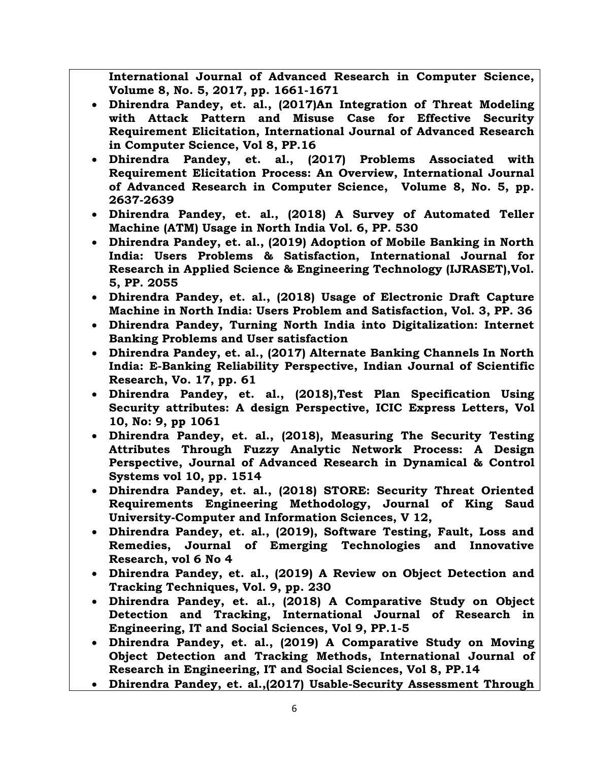**International Journal of Advanced Research in Computer Science, Volume 8, No. 5, 2017, pp. 1661-1671**

- **Dhirendra Pandey, et. al., (2017)An Integration of Threat Modeling with Attack Pattern and Misuse Case for Effective Security Requirement Elicitation, International Journal of Advanced Research in Computer Science, Vol 8, PP.16**
- **Dhirendra Pandey, et. al., (2017) Problems Associated with Requirement Elicitation Process: An Overview, International Journal of Advanced Research in Computer Science, Volume 8, No. 5, pp. 2637-2639**
- **Dhirendra Pandey, et. al., (2018) A Survey of Automated Teller Machine (ATM) Usage in North India Vol. 6, PP. 530**
- **Dhirendra Pandey, et. al., (2019) Adoption of Mobile Banking in North India: Users Problems & Satisfaction, International Journal for Research in Applied Science & Engineering Technology (IJRASET),Vol. 5, PP. 2055**
- **Dhirendra Pandey, et. al., (2018) Usage of Electronic Draft Capture Machine in North India: Users Problem and Satisfaction, Vol. 3, PP. 36**
- **Dhirendra Pandey, Turning North India into Digitalization: Internet Banking Problems and User satisfaction**
- **Dhirendra Pandey, et. al., (2017) Alternate Banking Channels In North India: E-Banking Reliability Perspective, Indian Journal of Scientific Research, Vo. 17, pp. 61**
- **Dhirendra Pandey, et. al., (2018),Test Plan Specification Using Security attributes: A design Perspective, ICIC Express Letters, Vol 10, No: 9, pp 1061**
- **Dhirendra Pandey, et. al., (2018), Measuring The Security Testing Attributes Through Fuzzy Analytic Network Process: A Design Perspective, Journal of Advanced Research in Dynamical & Control Systems vol 10, pp. 1514**
- **Dhirendra Pandey, et. al., (2018) STORE: Security Threat Oriented Requirements Engineering Methodology, Journal of King Saud University-Computer and Information Sciences, V 12,**
- **Dhirendra Pandey, et. al., (2019), Software Testing, Fault, Loss and Remedies, Journal of Emerging Technologies and Innovative Research, vol 6 No 4**
- **Dhirendra Pandey, et. al., (2019) A Review on Object Detection and Tracking Techniques, Vol. 9, pp. 230**
- **Dhirendra Pandey, et. al., (2018) A Comparative Study on Object Detection and Tracking, International Journal of Research in Engineering, IT and Social Sciences, Vol 9, PP.1-5**
- **Dhirendra Pandey, et. al., (2019) A Comparative Study on Moving Object Detection and Tracking Methods, International Journal of Research in Engineering, IT and Social Sciences, Vol 8, PP.14**
- **Dhirendra Pandey, et. al.,(2017) Usable-Security Assessment Through**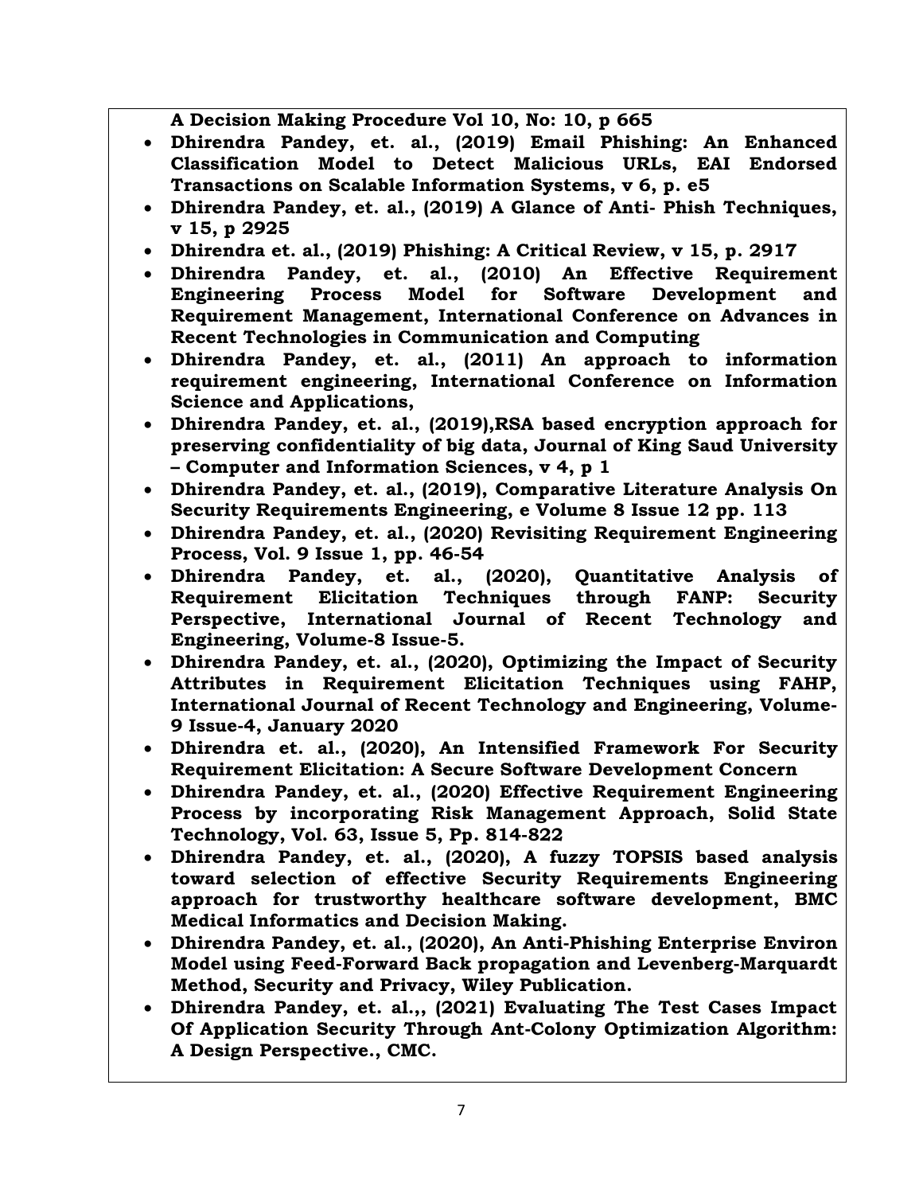**A Decision Making Procedure Vol 10, No: 10, p 665**

- **Dhirendra Pandey, et. al., (2019) Email Phishing: An Enhanced Classification Model to Detect Malicious URLs, EAI Endorsed Transactions on Scalable Information Systems, v 6, p. e5**
- **Dhirendra Pandey, et. al., (2019) A Glance of Anti- Phish Techniques, v 15, p 2925**
- **Dhirendra et. al., (2019) Phishing: A Critical Review, v 15, p. 2917**
- **Dhirendra Pandey, et. al., (2010) An Effective Requirement Engineering Process Model for Software Development and Requirement Management, International Conference on Advances in Recent Technologies in Communication and Computing**
- **Dhirendra Pandey, et. al., (2011) An approach to information requirement engineering, International Conference on Information Science and Applications,**
- **Dhirendra Pandey, et. al., (2019),RSA based encryption approach for preserving confidentiality of big data, Journal of King Saud University – Computer and Information Sciences, v 4, p 1**
- **Dhirendra Pandey, et. al., (2019), Comparative Literature Analysis On Security Requirements Engineering, e Volume 8 Issue 12 pp. 113**
- **Dhirendra Pandey, et. al., (2020) Revisiting Requirement Engineering Process, Vol. 9 Issue 1, pp. 46-54**
- **Dhirendra Pandey, et. al., (2020), Quantitative Analysis of Requirement Elicitation Techniques through FANP: Security Perspective, International Journal of Recent Technology and Engineering, Volume-8 Issue-5.**
- **Dhirendra Pandey, et. al., (2020), Optimizing the Impact of Security Attributes in Requirement Elicitation Techniques using FAHP, International Journal of Recent Technology and Engineering, Volume-9 Issue-4, January 2020**
- **Dhirendra et. al., (2020), An Intensified Framework For Security Requirement Elicitation: A Secure Software Development Concern**
- **Dhirendra Pandey, et. al., (2020) Effective Requirement Engineering Process by incorporating Risk Management Approach, Solid State Technology, Vol. 63, Issue 5, Pp. 814-822**
- **Dhirendra Pandey, et. al., (2020), A fuzzy TOPSIS based analysis toward selection of effective Security Requirements Engineering approach for trustworthy healthcare software development, BMC Medical Informatics and Decision Making.**
- **Dhirendra Pandey, et. al., (2020), An Anti-Phishing Enterprise Environ Model using Feed-Forward Back propagation and Levenberg-Marquardt Method, Security and Privacy, Wiley Publication.**
- **Dhirendra Pandey, et. al.,, (2021) Evaluating The Test Cases Impact Of Application Security Through Ant-Colony Optimization Algorithm: A Design Perspective., CMC.**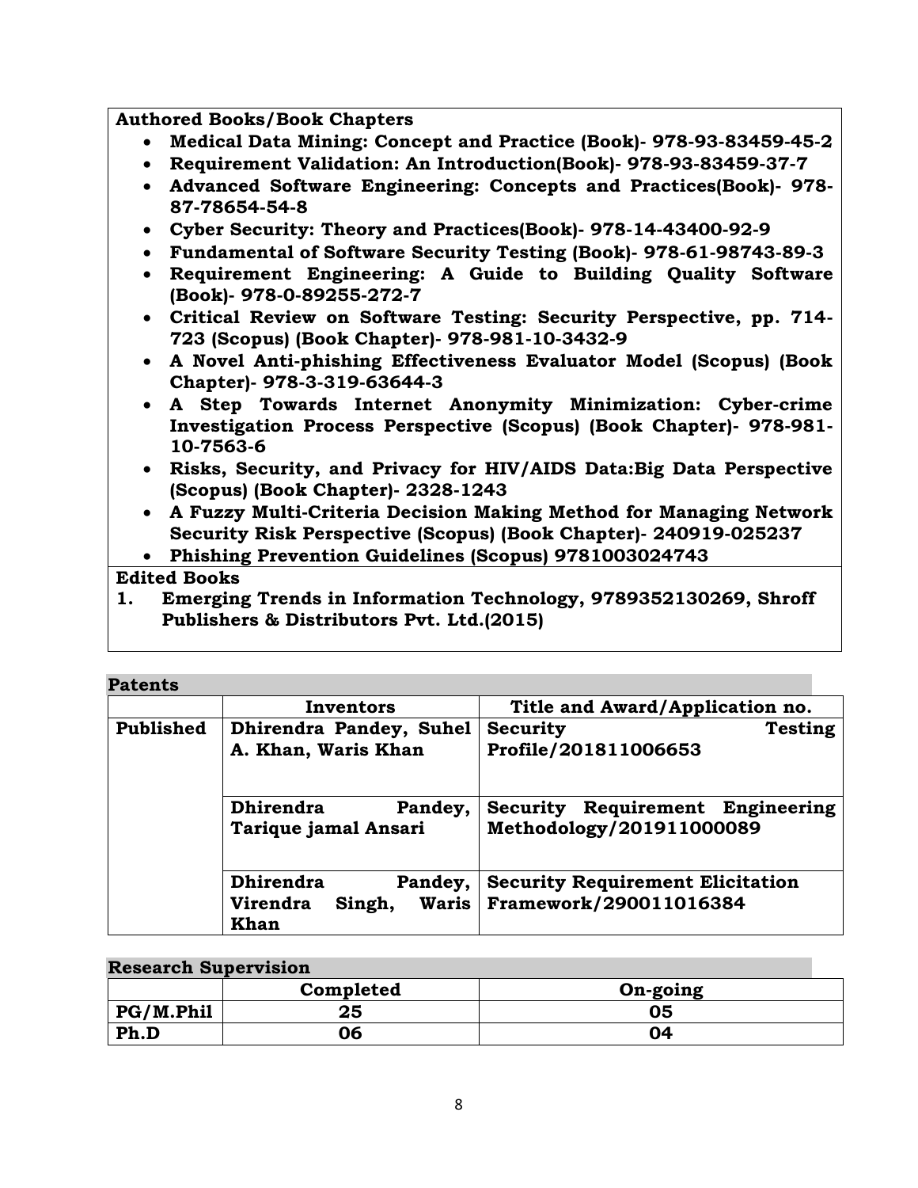**Authored Books/Book Chapters**

- **Medical Data Mining: Concept and Practice (Book)- 978-93-83459-45-2**
- **Requirement Validation: An Introduction(Book)- 978-93-83459-37-7**
- **Advanced Software Engineering: Concepts and Practices(Book)- 978-87-78654-54-8**
- **Cyber Security: Theory and Practices(Book)- 978-14-43400-92-9**
- **Fundamental of Software Security Testing (Book)- 978-61-98743-89-3**
- **Requirement Engineering: A Guide to Building Quality Software (Book)- 978-0-89255-272-7**
- **Critical Review on Software Testing: Security Perspective, pp. 714-723 (Scopus) (Book Chapter)- 978-981-10-3432-9**
- **A Novel Anti-phishing Effectiveness Evaluator Model (Scopus) (Book Chapter)- 978-3-319-63644-3**
- **A Step Towards Internet Anonymity Minimization: Cyber-crime Investigation Process Perspective (Scopus) (Book Chapter)- 978-981-10-7563-6**
- **Risks, Security, and Privacy for HIV/AIDS Data:Big Data Perspective (Scopus) (Book Chapter)- 2328-1243**
- **A Fuzzy Multi-Criteria Decision Making Method for Managing Network Security Risk Perspective (Scopus) (Book Chapter)- 240919-025237**
- **Phishing Prevention Guidelines (Scopus) 9781003024743**

**Edited Books**

1. **Emerging Trends in Information Technology, 9789352130269, Shroff Publishers & Distributors Pvt. Ltd.(2015)**

**Patents**

| | **Inventors** | **Title and Award/Application no.** |
|---|---|---|
| **Published** | **Dhirendra Pandey, Suhel A. Khan, Waris Khan** | **Security Testing Profile/201811006653** |
| | **Dhirendra Pandey, Tarique jamal Ansari** | **Security Requirement Engineering Methodology/201911000089** |
| | **Dhirendra Pandey, Virendra Singh, Waris Khan** | **Security Requirement Elicitation Framework/290011016384** |

**Research Supervision**

| | **Completed** | **On-going** |
|---|---|---|
| **PG/M.Phil** | **25** | **05** |
| **Ph.D** | **06** | **04** |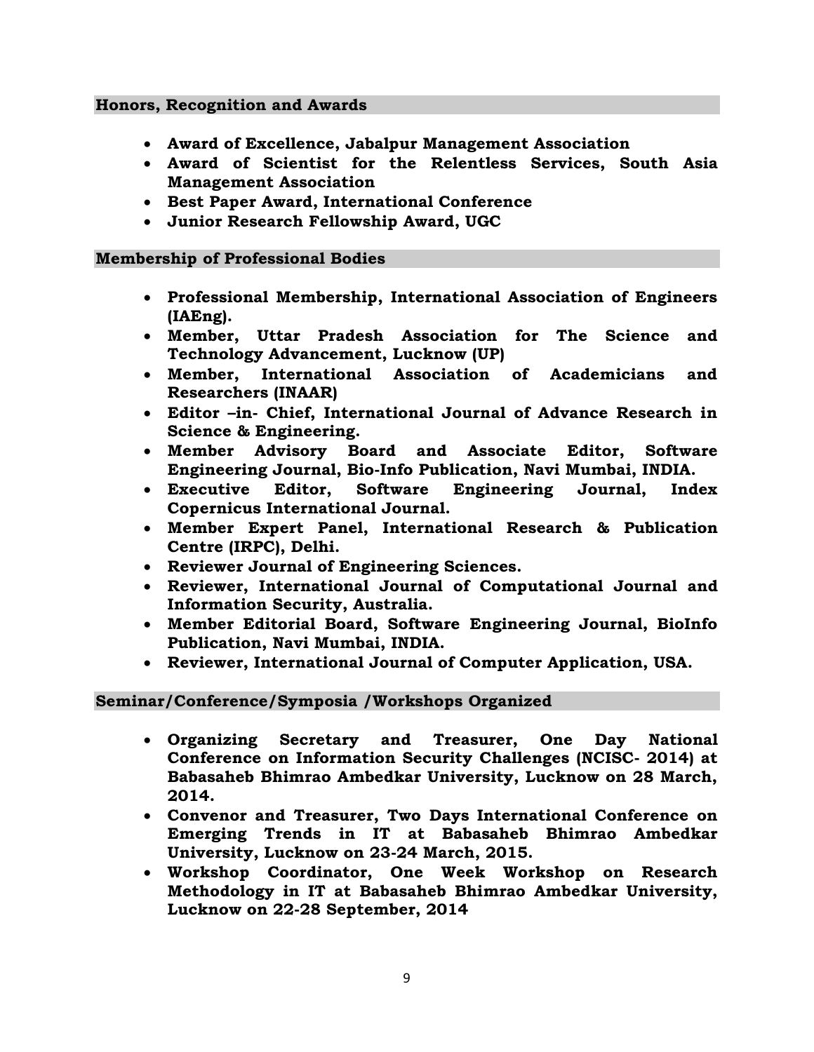## Honors, Recognition and Awards

- **Award of Excellence, Jabalpur Management Association**
- **Award of Scientist for the Relentless Services, South Asia Management Association**
- **Best Paper Award, International Conference**
- **Junior Research Fellowship Award, UGC**

## Membership of Professional Bodies

- **Professional Membership, International Association of Engineers (IAEng).**
- **Member, Uttar Pradesh Association for The Science and Technology Advancement, Lucknow (UP)**
- **Member, International Association of Academicians and Researchers (INAAR)**
- **Editor –in- Chief, International Journal of Advance Research in Science & Engineering.**
- **Member Advisory Board and Associate Editor, Software Engineering Journal, Bio-Info Publication, Navi Mumbai, INDIA.**
- **Executive Editor, Software Engineering Journal, Index Copernicus International Journal.**
- **Member Expert Panel, International Research & Publication Centre (IRPC), Delhi.**
- **Reviewer Journal of Engineering Sciences.**
- **Reviewer, International Journal of Computational Journal and Information Security, Australia.**
- **Member Editorial Board, Software Engineering Journal, BioInfo Publication, Navi Mumbai, INDIA.**
- **Reviewer, International Journal of Computer Application, USA.**

## Seminar/Conference/Symposia /Workshops Organized

- **Organizing Secretary and Treasurer, One Day National Conference on Information Security Challenges (NCISC- 2014) at Babasaheb Bhimrao Ambedkar University, Lucknow on 28 March, 2014.**
- **Convenor and Treasurer, Two Days International Conference on Emerging Trends in IT at Babasaheb Bhimrao Ambedkar University, Lucknow on 23-24 March, 2015.**
- **Workshop Coordinator, One Week Workshop on Research Methodology in IT at Babasaheb Bhimrao Ambedkar University, Lucknow on 22-28 September, 2014**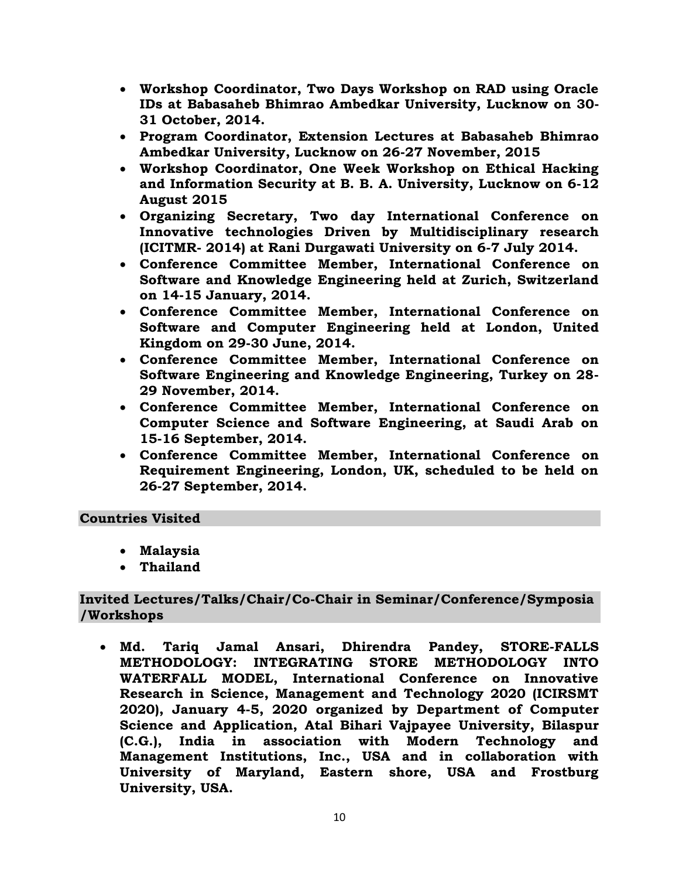- **Workshop Coordinator, Two Days Workshop on RAD using Oracle IDs at Babasaheb Bhimrao Ambedkar University, Lucknow on 30-31 October, 2014.**
- **Program Coordinator, Extension Lectures at Babasaheb Bhimrao Ambedkar University, Lucknow on 26-27 November, 2015**
- **Workshop Coordinator, One Week Workshop on Ethical Hacking and Information Security at B. B. A. University, Lucknow on 6-12 August 2015**
- **Organizing Secretary, Two day International Conference on Innovative technologies Driven by Multidisciplinary research (ICITMR- 2014) at Rani Durgawati University on 6-7 July 2014.**
- **Conference Committee Member, International Conference on Software and Knowledge Engineering held at Zurich, Switzerland on 14-15 January, 2014.**
- **Conference Committee Member, International Conference on Software and Computer Engineering held at London, United Kingdom on 29-30 June, 2014.**
- **Conference Committee Member, International Conference on Software Engineering and Knowledge Engineering, Turkey on 28-29 November, 2014.**
- **Conference Committee Member, International Conference on Computer Science and Software Engineering, at Saudi Arab on 15-16 September, 2014.**
- **Conference Committee Member, International Conference on Requirement Engineering, London, UK, scheduled to be held on 26-27 September, 2014.**

## Countries Visited

- **Malaysia**
- **Thailand**

## Invited Lectures/Talks/Chair/Co-Chair in Seminar/Conference/Symposia /Workshops

- **Md. Tariq Jamal Ansari, Dhirendra Pandey, STORE-FALLS METHODOLOGY: INTEGRATING STORE METHODOLOGY INTO WATERFALL MODEL, International Conference on Innovative Research in Science, Management and Technology 2020 (ICIRSMT 2020), January 4-5, 2020 organized by Department of Computer Science and Application, Atal Bihari Vajpayee University, Bilaspur (C.G.), India in association with Modern Technology and Management Institutions, Inc., USA and in collaboration with University of Maryland, Eastern shore, USA and Frostburg University, USA.**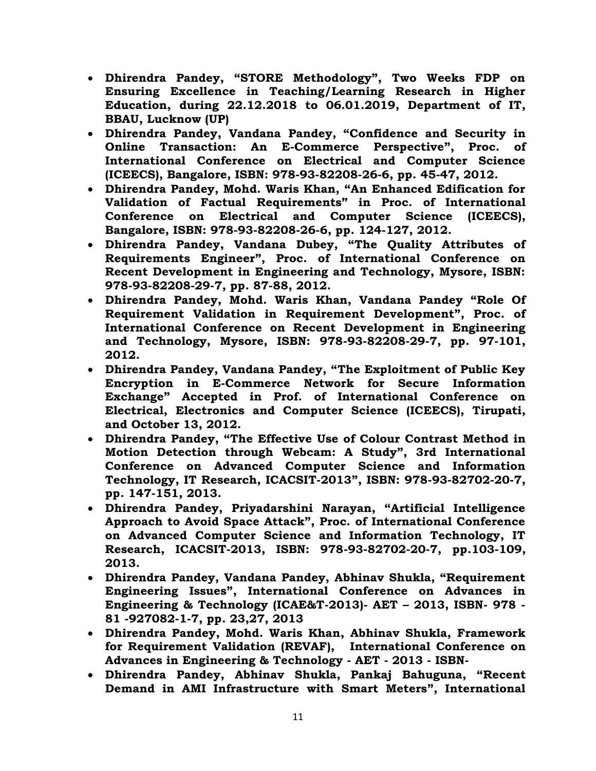- **Dhirendra Pandey, "STORE Methodology", Two Weeks FDP on Ensuring Excellence in Teaching/Learning Research in Higher Education, during 22.12.2018 to 06.01.2019, Department of IT, BBAU, Lucknow (UP)**
- **Dhirendra Pandey, Vandana Pandey, "Confidence and Security in Online Transaction: An E-Commerce Perspective", Proc. of International Conference on Electrical and Computer Science (ICEECS), Bangalore, ISBN: 978-93-82208-26-6, pp. 45-47, 2012.**
- **Dhirendra Pandey, Mohd. Waris Khan, "An Enhanced Edification for Validation of Factual Requirements" in Proc. of International Conference on Electrical and Computer Science (ICEECS), Bangalore, ISBN: 978-93-82208-26-6, pp. 124-127, 2012.**
- **Dhirendra Pandey, Vandana Dubey, "The Quality Attributes of Requirements Engineer", Proc. of International Conference on Recent Development in Engineering and Technology, Mysore, ISBN: 978-93-82208-29-7, pp. 87-88, 2012.**
- **Dhirendra Pandey, Mohd. Waris Khan, Vandana Pandey "Role Of Requirement Validation in Requirement Development", Proc. of International Conference on Recent Development in Engineering and Technology, Mysore, ISBN: 978-93-82208-29-7, pp. 97-101, 2012.**
- **Dhirendra Pandey, Vandana Pandey, "The Exploitment of Public Key Encryption in E-Commerce Network for Secure Information Exchange" Accepted in Prof. of International Conference on Electrical, Electronics and Computer Science (ICEECS), Tirupati, and October 13, 2012.**
- **Dhirendra Pandey, "The Effective Use of Colour Contrast Method in Motion Detection through Webcam: A Study", 3rd International Conference on Advanced Computer Science and Information Technology, IT Research, ICACSIT-2013", ISBN: 978-93-82702-20-7, pp. 147-151, 2013.**
- **Dhirendra Pandey, Priyadarshini Narayan, "Artificial Intelligence Approach to Avoid Space Attack", Proc. of International Conference on Advanced Computer Science and Information Technology, IT Research, ICACSIT-2013, ISBN: 978-93-82702-20-7, pp.103-109, 2013.**
- **Dhirendra Pandey, Vandana Pandey, Abhinav Shukla, "Requirement Engineering Issues", International Conference on Advances in Engineering & Technology (ICAE&T-2013)- AET – 2013, ISBN- 978 - 81 -927082-1-7, pp. 23,27, 2013**
- **Dhirendra Pandey, Mohd. Waris Khan, Abhinav Shukla, Framework for Requirement Validation (REVAF), International Conference on Advances in Engineering & Technology - AET - 2013 - ISBN-**
- **Dhirendra Pandey, Abhinav Shukla, Pankaj Bahuguna, "Recent Demand in AMI Infrastructure with Smart Meters", International**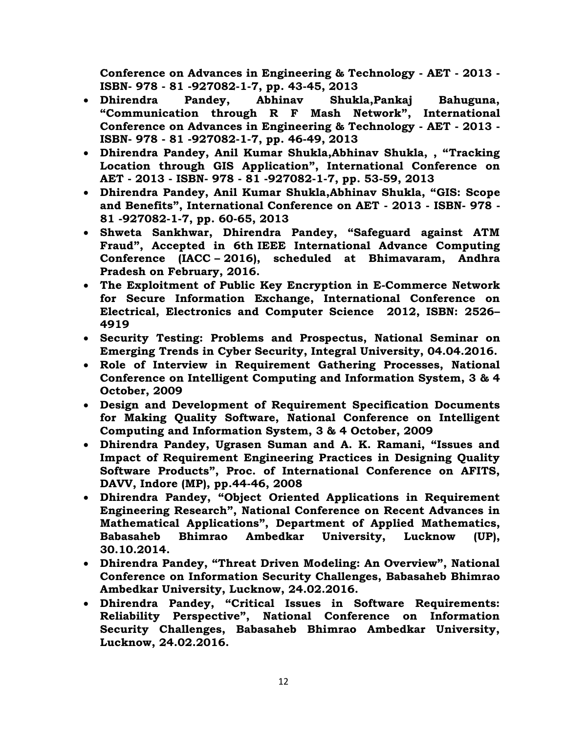**Conference on Advances in Engineering & Technology - AET - 2013 - ISBN- 978 - 81 -927082-1-7, pp. 43-45, 2013**

- **Dhirendra Pandey, Abhinav Shukla,Pankaj Bahuguna, "Communication through R F Mash Network", International Conference on Advances in Engineering & Technology - AET - 2013 - ISBN- 978 - 81 -927082-1-7, pp. 46-49, 2013**
- **Dhirendra Pandey, Anil Kumar Shukla,Abhinav Shukla, , "Tracking Location through GIS Application", International Conference on AET - 2013 - ISBN- 978 - 81 -927082-1-7, pp. 53-59, 2013**
- **Dhirendra Pandey, Anil Kumar Shukla,Abhinav Shukla, "GIS: Scope and Benefits", International Conference on AET - 2013 - ISBN- 978 - 81 -927082-1-7, pp. 60-65, 2013**
- **Shweta Sankhwar, Dhirendra Pandey, "Safeguard against ATM Fraud", Accepted in 6th IEEE International Advance Computing Conference (IACC – 2016), scheduled at Bhimavaram, Andhra Pradesh on February, 2016.**
- **The Exploitment of Public Key Encryption in E-Commerce Network for Secure Information Exchange, International Conference on Electrical, Electronics and Computer Science 2012, ISBN: 2526–4919**
- **Security Testing: Problems and Prospectus, National Seminar on Emerging Trends in Cyber Security, Integral University, 04.04.2016.**
- **Role of Interview in Requirement Gathering Processes, National Conference on Intelligent Computing and Information System, 3 & 4 October, 2009**
- **Design and Development of Requirement Specification Documents for Making Quality Software, National Conference on Intelligent Computing and Information System, 3 & 4 October, 2009**
- **Dhirendra Pandey, Ugrasen Suman and A. K. Ramani, "Issues and Impact of Requirement Engineering Practices in Designing Quality Software Products", Proc. of International Conference on AFITS, DAVV, Indore (MP), pp.44-46, 2008**
- **Dhirendra Pandey, "Object Oriented Applications in Requirement Engineering Research", National Conference on Recent Advances in Mathematical Applications", Department of Applied Mathematics, Babasaheb Bhimrao Ambedkar University, Lucknow (UP), 30.10.2014.**
- **Dhirendra Pandey, "Threat Driven Modeling: An Overview", National Conference on Information Security Challenges, Babasaheb Bhimrao Ambedkar University, Lucknow, 24.02.2016.**
- **Dhirendra Pandey, "Critical Issues in Software Requirements: Reliability Perspective", National Conference on Information Security Challenges, Babasaheb Bhimrao Ambedkar University, Lucknow, 24.02.2016.**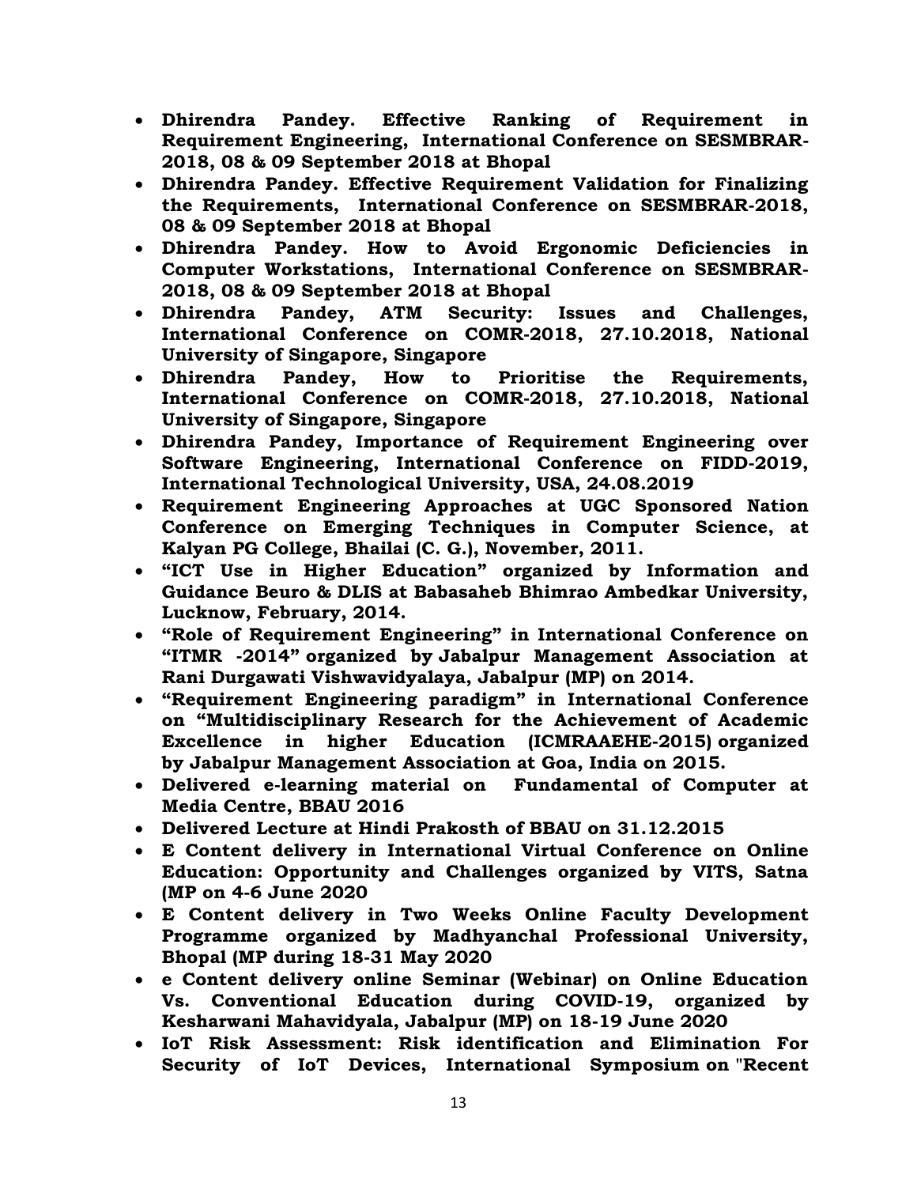- **Dhirendra Pandey. Effective Ranking of Requirement in Requirement Engineering, International Conference on SESMBRAR-2018, 08 & 09 September 2018 at Bhopal**
- **Dhirendra Pandey. Effective Requirement Validation for Finalizing the Requirements, International Conference on SESMBRAR-2018, 08 & 09 September 2018 at Bhopal**
- **Dhirendra Pandey. How to Avoid Ergonomic Deficiencies in Computer Workstations, International Conference on SESMBRAR-2018, 08 & 09 September 2018 at Bhopal**
- **Dhirendra Pandey, ATM Security: Issues and Challenges, International Conference on COMR-2018, 27.10.2018, National University of Singapore, Singapore**
- **Dhirendra Pandey, How to Prioritise the Requirements, International Conference on COMR-2018, 27.10.2018, National University of Singapore, Singapore**
- **Dhirendra Pandey, Importance of Requirement Engineering over Software Engineering, International Conference on FIDD-2019, International Technological University, USA, 24.08.2019**
- **Requirement Engineering Approaches at UGC Sponsored Nation Conference on Emerging Techniques in Computer Science, at Kalyan PG College, Bhailai (C. G.), November, 2011.**
- **"ICT Use in Higher Education" organized by Information and Guidance Beuro & DLIS at Babasaheb Bhimrao Ambedkar University, Lucknow, February, 2014.**
- **"Role of Requirement Engineering" in International Conference on "ITMR -2014" organized by Jabalpur Management Association at Rani Durgawati Vishwavidyalaya, Jabalpur (MP) on 2014.**
- **"Requirement Engineering paradigm" in International Conference on "Multidisciplinary Research for the Achievement of Academic Excellence in higher Education (ICMRAAEHE-2015) organized by Jabalpur Management Association at Goa, India on 2015.**
- **Delivered e-learning material on Fundamental of Computer at Media Centre, BBAU 2016**
- **Delivered Lecture at Hindi Prakosth of BBAU on 31.12.2015**
- **E Content delivery in International Virtual Conference on Online Education: Opportunity and Challenges organized by VITS, Satna (MP on 4-6 June 2020**
- **E Content delivery in Two Weeks Online Faculty Development Programme organized by Madhyanchal Professional University, Bhopal (MP during 18-31 May 2020**
- **e Content delivery online Seminar (Webinar) on Online Education Vs. Conventional Education during COVID-19, organized by Kesharwani Mahavidyala, Jabalpur (MP) on 18-19 June 2020**
- **IoT Risk Assessment: Risk identification and Elimination For Security of IoT Devices, International Symposium on "Recent**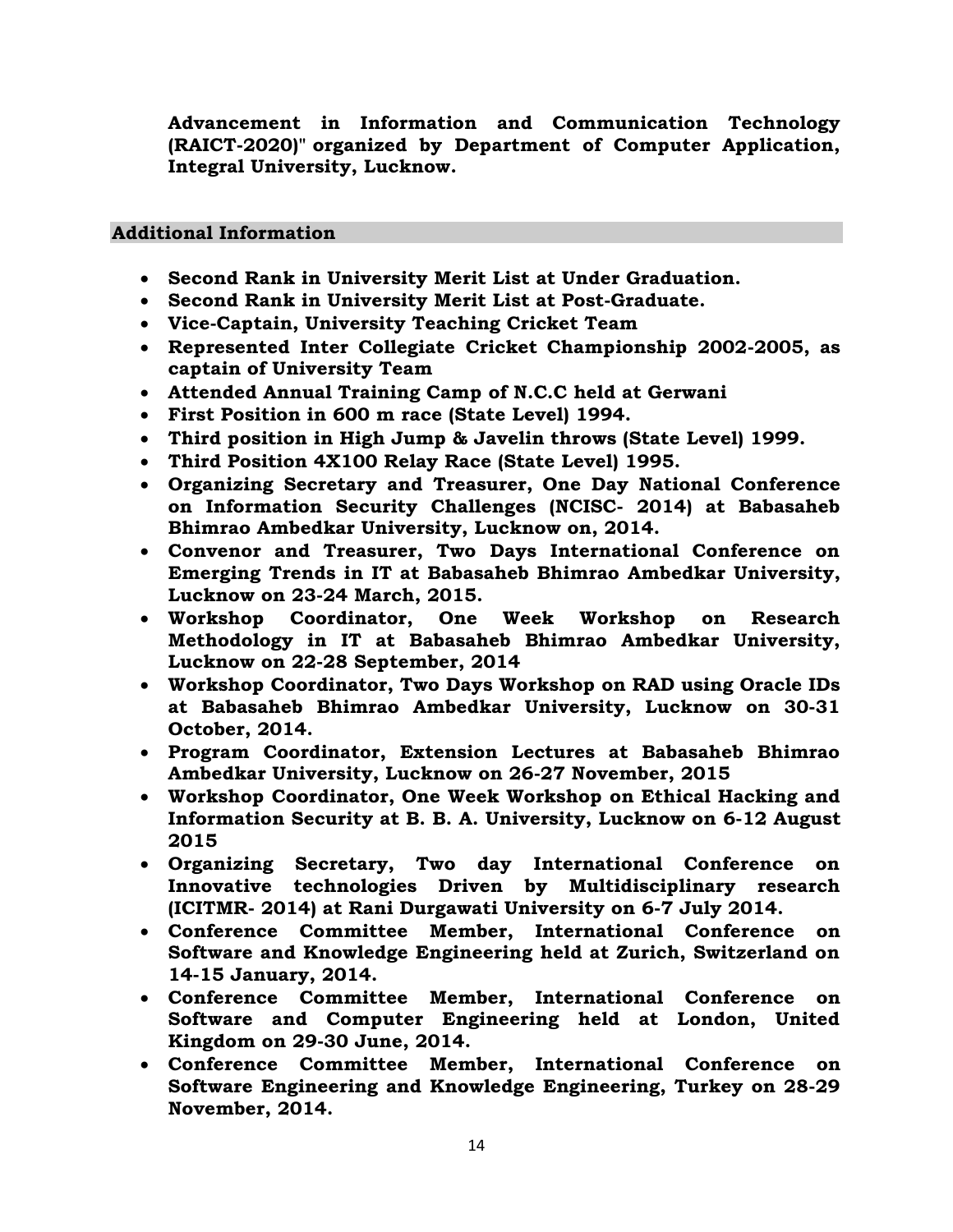**Advancement in Information and Communication Technology (RAICT-2020)" organized by Department of Computer Application, Integral University, Lucknow.**

## Additional Information

- **Second Rank in University Merit List at Under Graduation.**
- **Second Rank in University Merit List at Post-Graduate.**
- **Vice-Captain, University Teaching Cricket Team**
- **Represented Inter Collegiate Cricket Championship 2002-2005, as captain of University Team**
- **Attended Annual Training Camp of N.C.C held at Gerwani**
- **First Position in 600 m race (State Level) 1994.**
- **Third position in High Jump & Javelin throws (State Level) 1999.**
- **Third Position 4X100 Relay Race (State Level) 1995.**
- **Organizing Secretary and Treasurer, One Day National Conference on Information Security Challenges (NCISC- 2014) at Babasaheb Bhimrao Ambedkar University, Lucknow on, 2014.**
- **Convenor and Treasurer, Two Days International Conference on Emerging Trends in IT at Babasaheb Bhimrao Ambedkar University, Lucknow on 23-24 March, 2015.**
- **Workshop Coordinator, One Week Workshop on Research Methodology in IT at Babasaheb Bhimrao Ambedkar University, Lucknow on 22-28 September, 2014**
- **Workshop Coordinator, Two Days Workshop on RAD using Oracle IDs at Babasaheb Bhimrao Ambedkar University, Lucknow on 30-31 October, 2014.**
- **Program Coordinator, Extension Lectures at Babasaheb Bhimrao Ambedkar University, Lucknow on 26-27 November, 2015**
- **Workshop Coordinator, One Week Workshop on Ethical Hacking and Information Security at B. B. A. University, Lucknow on 6-12 August 2015**
- **Organizing Secretary, Two day International Conference on Innovative technologies Driven by Multidisciplinary research (ICITMR- 2014) at Rani Durgawati University on 6-7 July 2014.**
- **Conference Committee Member, International Conference on Software and Knowledge Engineering held at Zurich, Switzerland on 14-15 January, 2014.**
- **Conference Committee Member, International Conference on Software and Computer Engineering held at London, United Kingdom on 29-30 June, 2014.**
- **Conference Committee Member, International Conference on Software Engineering and Knowledge Engineering, Turkey on 28-29 November, 2014.**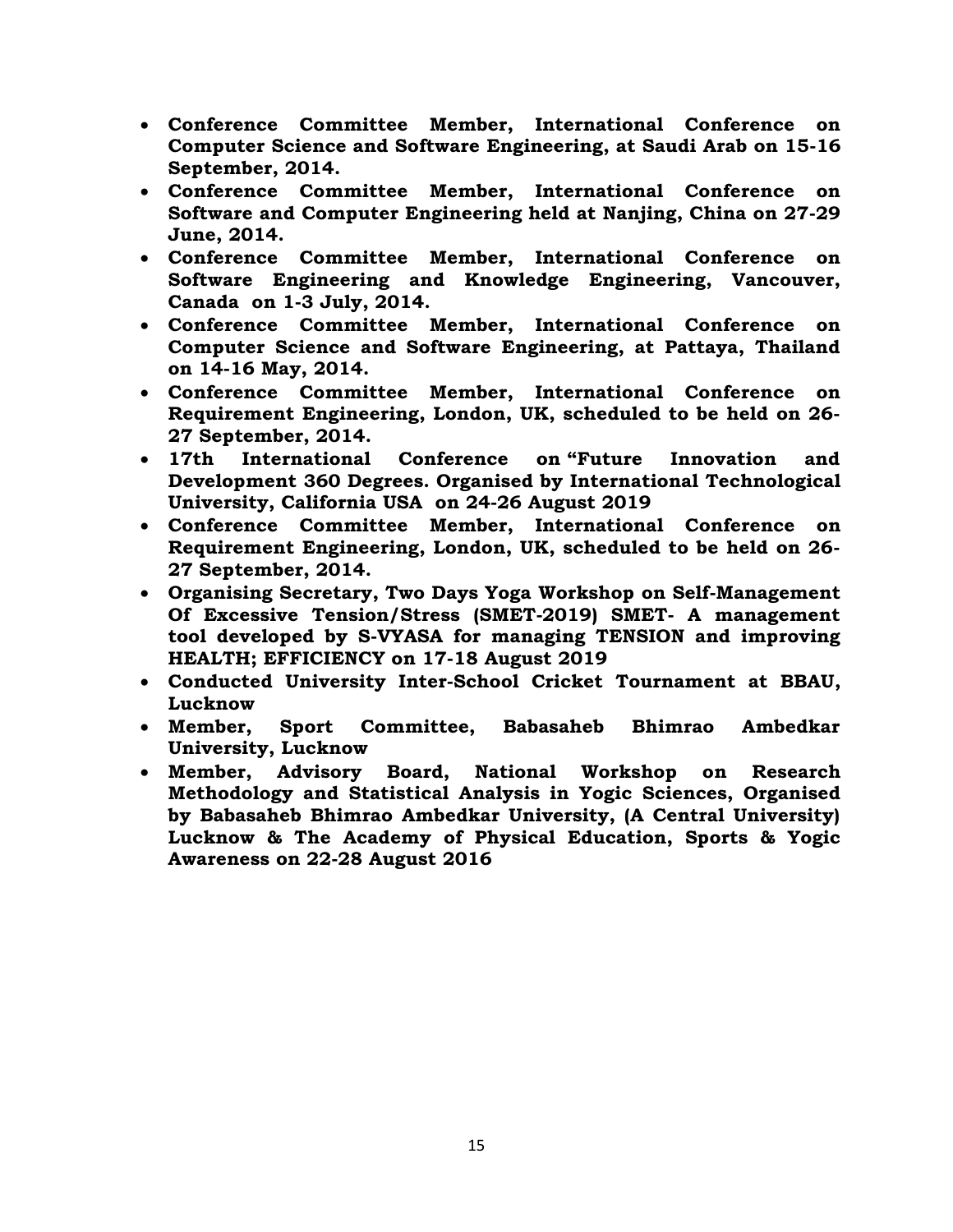- **Conference Committee Member, International Conference on Computer Science and Software Engineering, at Saudi Arab on 15-16 September, 2014.**
- **Conference Committee Member, International Conference on Software and Computer Engineering held at Nanjing, China on 27-29 June, 2014.**
- **Conference Committee Member, International Conference on Software Engineering and Knowledge Engineering, Vancouver, Canada on 1-3 July, 2014.**
- **Conference Committee Member, International Conference on Computer Science and Software Engineering, at Pattaya, Thailand on 14-16 May, 2014.**
- **Conference Committee Member, International Conference on Requirement Engineering, London, UK, scheduled to be held on 26-27 September, 2014.**
- **17th International Conference on "Future Innovation and Development 360 Degrees. Organised by International Technological University, California USA on 24-26 August 2019**
- **Conference Committee Member, International Conference on Requirement Engineering, London, UK, scheduled to be held on 26-27 September, 2014.**
- **Organising Secretary, Two Days Yoga Workshop on Self-Management Of Excessive Tension/Stress (SMET-2019) SMET- A management tool developed by S-VYASA for managing TENSION and improving HEALTH; EFFICIENCY on 17-18 August 2019**
- **Conducted University Inter-School Cricket Tournament at BBAU, Lucknow**
- **Member, Sport Committee, Babasaheb Bhimrao Ambedkar University, Lucknow**
- **Member, Advisory Board, National Workshop on Research Methodology and Statistical Analysis in Yogic Sciences, Organised by Babasaheb Bhimrao Ambedkar University, (A Central University) Lucknow & The Academy of Physical Education, Sports & Yogic Awareness on 22-28 August 2016**